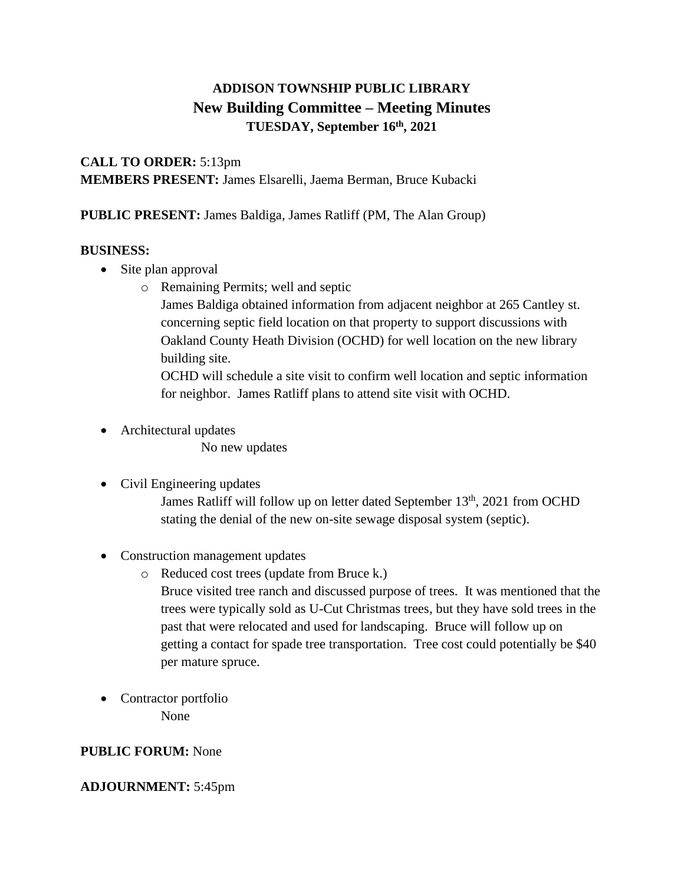# ADDISON TOWNSHIP PUBLIC LIBRARY

## New Building Committee – Meeting Minutes

### TUESDAY, September 16th, 2021

**CALL TO ORDER:** 5:13pm
**MEMBERS PRESENT:** James Elsarelli, Jaema Berman, Bruce Kubacki

**PUBLIC PRESENT:** James Baldiga, James Ratliff (PM, The Alan Group)

**BUSINESS:**

- Site plan approval
  - Remaining Permits; well and septic
    James Baldiga obtained information from adjacent neighbor at 265 Cantley st. concerning septic field location on that property to support discussions with Oakland County Heath Division (OCHD) for well location on the new library building site.
    OCHD will schedule a site visit to confirm well location and septic information for neighbor. James Ratliff plans to attend site visit with OCHD.

- Architectural updates
  No new updates

- Civil Engineering updates
  James Ratliff will follow up on letter dated September 13th, 2021 from OCHD stating the denial of the new on-site sewage disposal system (septic).

- Construction management updates
  - Reduced cost trees (update from Bruce k.)
    Bruce visited tree ranch and discussed purpose of trees. It was mentioned that the trees were typically sold as U-Cut Christmas trees, but they have sold trees in the past that were relocated and used for landscaping. Bruce will follow up on getting a contact for spade tree transportation. Tree cost could potentially be $40 per mature spruce.

- Contractor portfolio
  None

**PUBLIC FORUM:** None

**ADJOURNMENT:** 5:45pm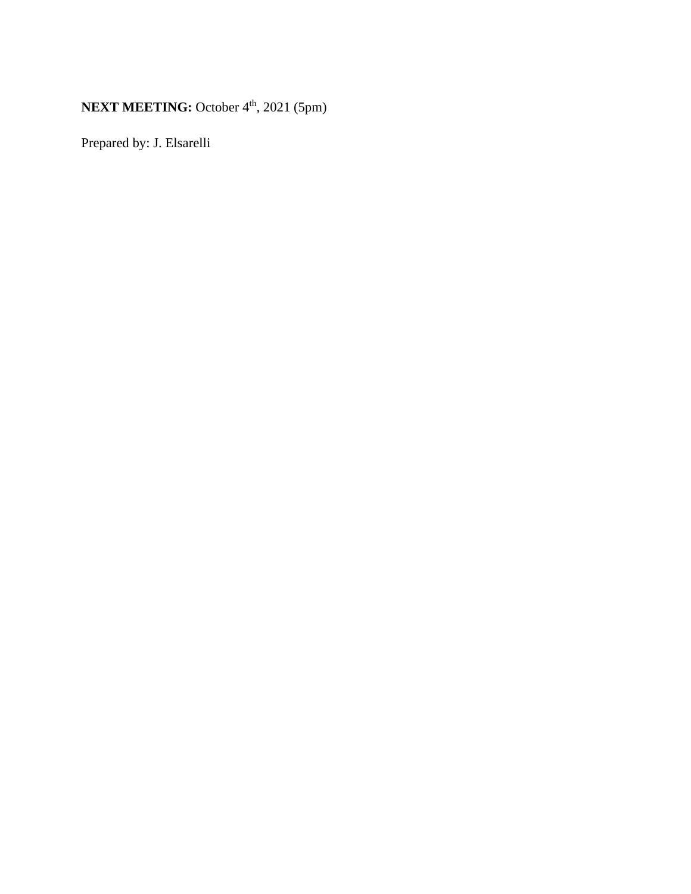**NEXT MEETING:** October 4th, 2021 (5pm)

Prepared by: J. Elsarelli